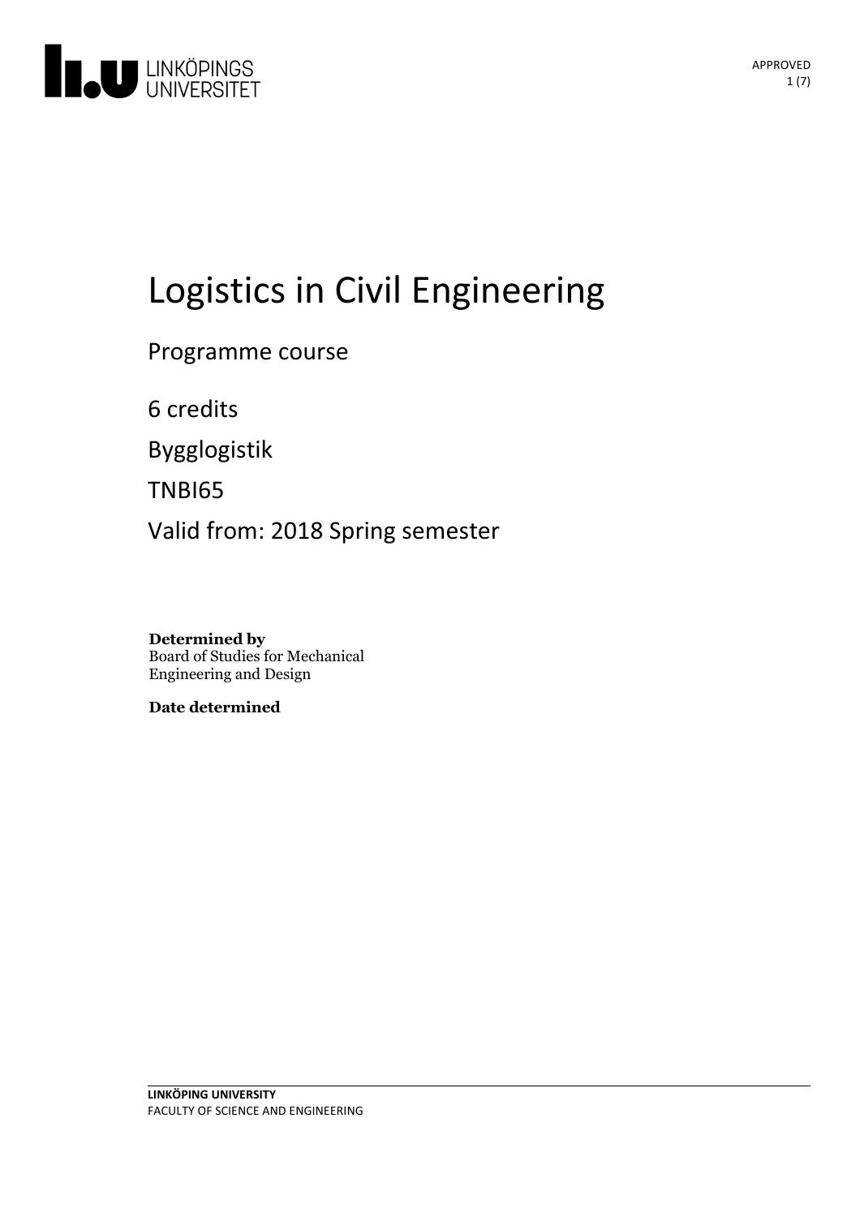# Logistics in Civil Engineering

Programme course

6 credits

Bygglogistik

TNBI65

Valid from: 2018 Spring semester

**Determined by**
Board of Studies for Mechanical Engineering and Design

**Date determined**

**LINKÖPING UNIVERSITY**
FACULTY OF SCIENCE AND ENGINEERING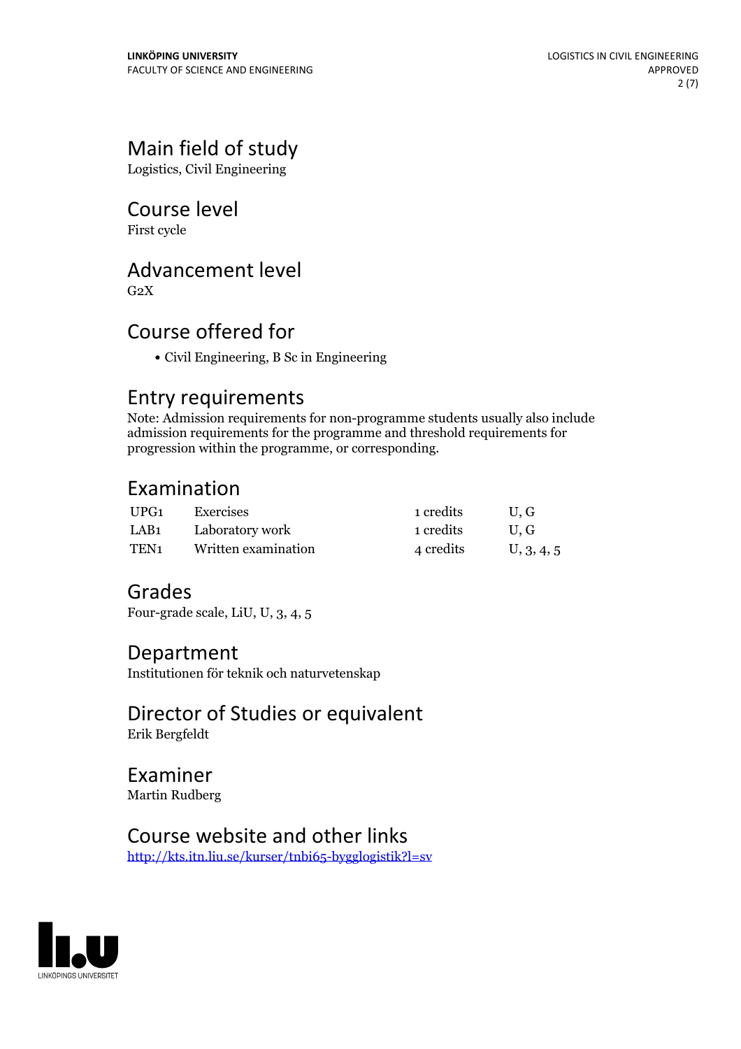## Main field of study

Logistics, Civil Engineering

## Course level

First cycle

## Advancement level

G2X

## Course offered for

- Civil Engineering, B Sc in Engineering

## Entry requirements

Note: Admission requirements for non-programme students usually also include admission requirements for the programme and threshold requirements for progression within the programme, or corresponding.

## Examination

| | | | |
|---|---|---|---|
| UPG1 | Exercises | 1 credits | U, G |
| LAB1 | Laboratory work | 1 credits | U, G |
| TEN1 | Written examination | 4 credits | U, 3, 4, 5 |

## Grades

Four-grade scale, LiU, U, 3, 4, 5

## Department

Institutionen för teknik och naturvetenskap

## Director of Studies or equivalent

Erik Bergfeldt

## Examiner

Martin Rudberg

## Course website and other links

http://kts.itn.liu.se/kurser/tnbi65-bygglogistik?l=sv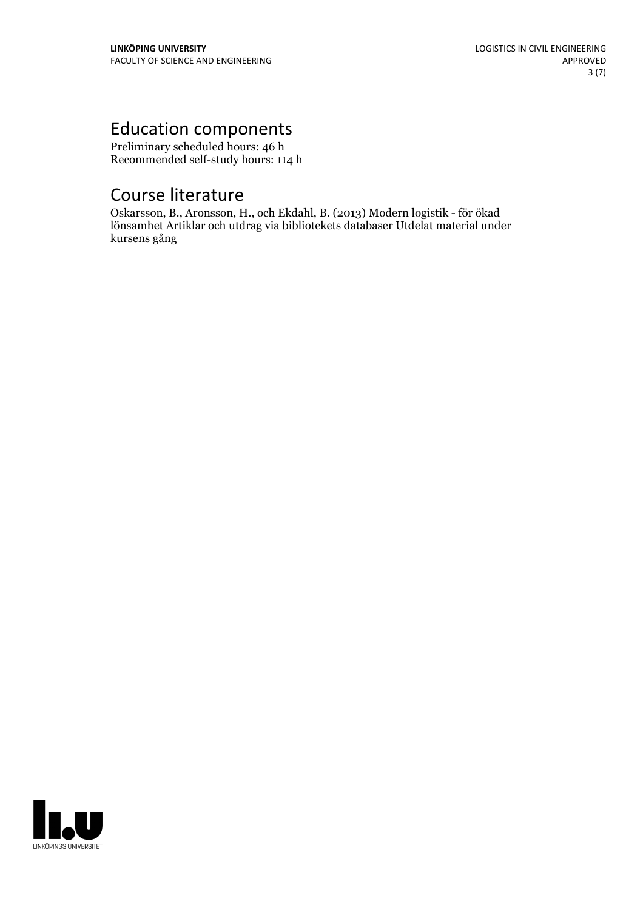# Education components

Preliminary scheduled hours: 46 h
Recommended self-study hours: 114 h

# Course literature

Oskarsson, B., Aronsson, H., och Ekdahl, B. (2013) Modern logistik - för ökad lönsamhet Artiklar och utdrag via bibliotekets databaser Utdelat material under kursens gång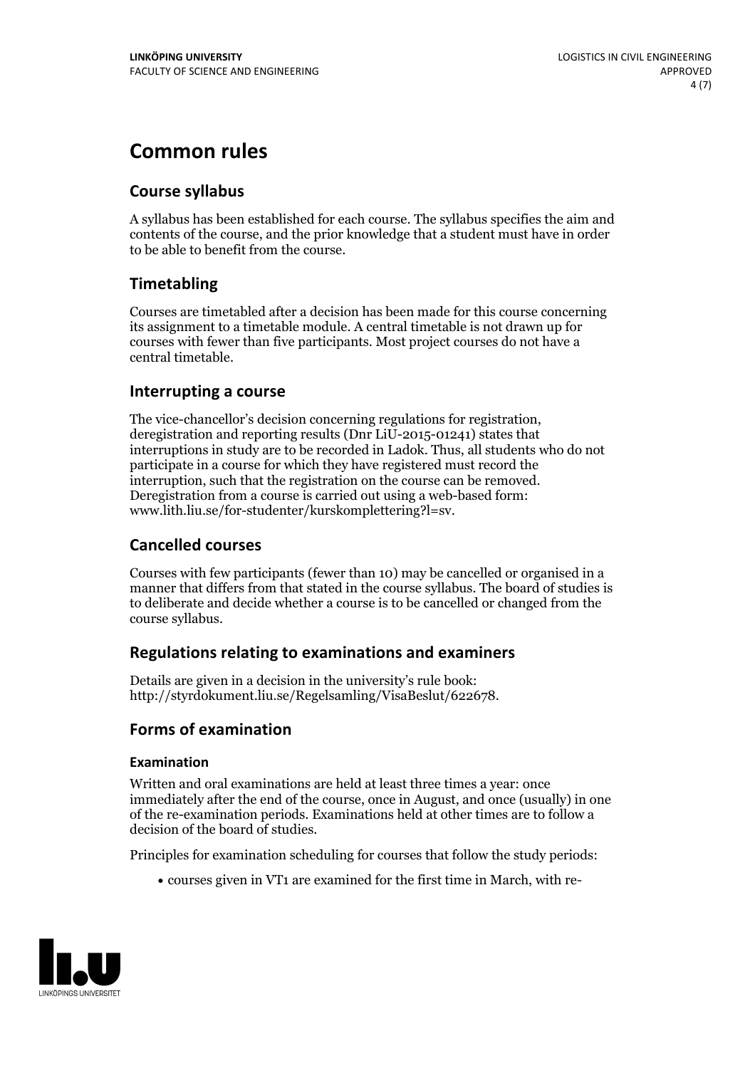# Common rules

## Course syllabus

A syllabus has been established for each course. The syllabus specifies the aim and contents of the course, and the prior knowledge that a student must have in order to be able to benefit from the course.

## Timetabling

Courses are timetabled after a decision has been made for this course concerning its assignment to a timetable module. A central timetable is not drawn up for courses with fewer than five participants. Most project courses do not have a central timetable.

## Interrupting a course

The vice-chancellor's decision concerning regulations for registration, deregistration and reporting results (Dnr LiU-2015-01241) states that interruptions in study are to be recorded in Ladok. Thus, all students who do not participate in a course for which they have registered must record the interruption, such that the registration on the course can be removed. Deregistration from a course is carried out using a web-based form: www.lith.liu.se/for-studenter/kurskomplettering?l=sv.

## Cancelled courses

Courses with few participants (fewer than 10) may be cancelled or organised in a manner that differs from that stated in the course syllabus. The board of studies is to deliberate and decide whether a course is to be cancelled or changed from the course syllabus.

## Regulations relating to examinations and examiners

Details are given in a decision in the university's rule book: http://styrdokument.liu.se/Regelsamling/VisaBeslut/622678.

## Forms of examination

### Examination

Written and oral examinations are held at least three times a year: once immediately after the end of the course, once in August, and once (usually) in one of the re-examination periods. Examinations held at other times are to follow a decision of the board of studies.

Principles for examination scheduling for courses that follow the study periods:

- courses given in VT1 are examined for the first time in March, with re-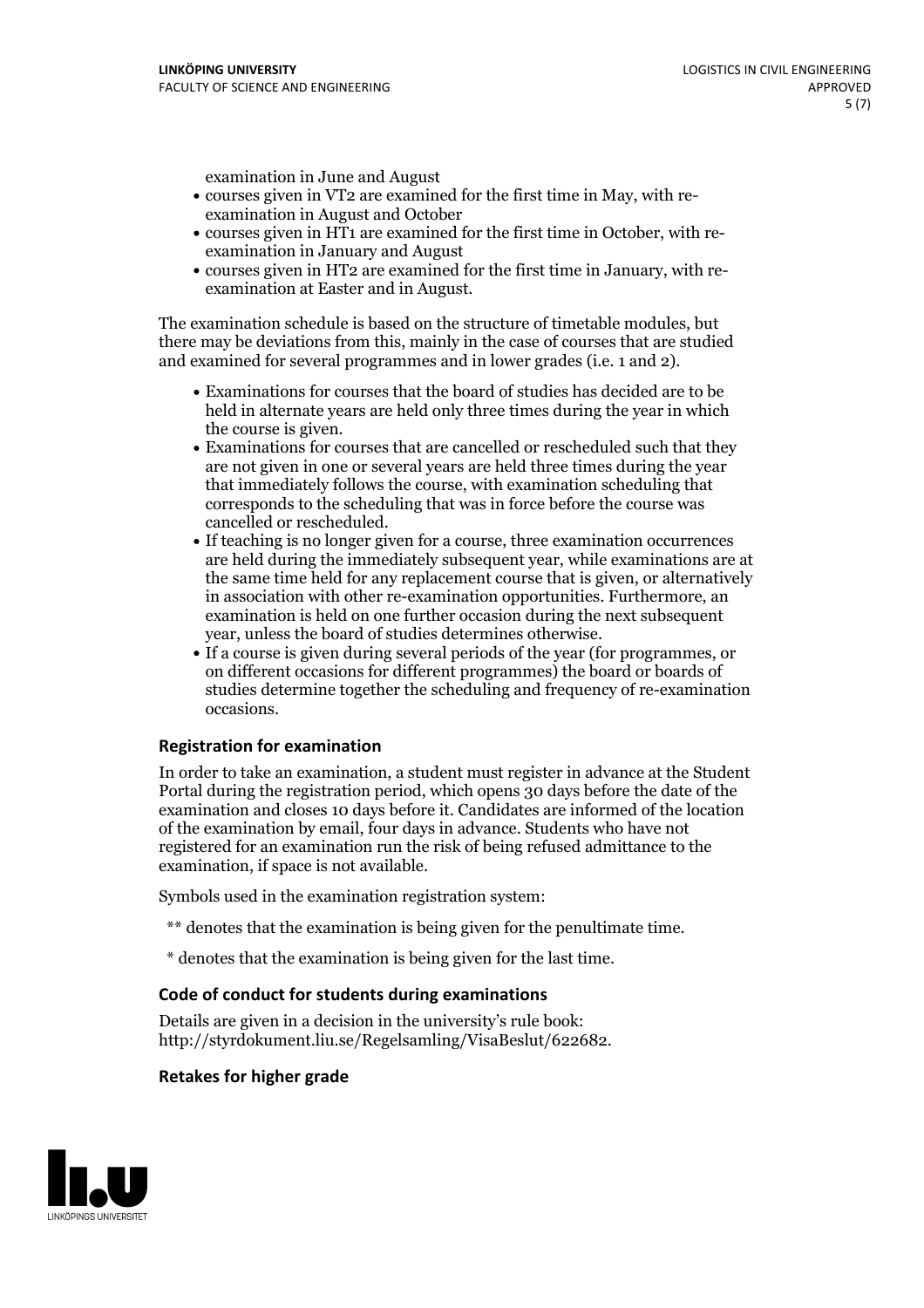examination in June and August

- courses given in VT2 are examined for the first time in May, with re-examination in August and October
- courses given in HT1 are examined for the first time in October, with re-examination in January and August
- courses given in HT2 are examined for the first time in January, with re-examination at Easter and in August.

The examination schedule is based on the structure of timetable modules, but there may be deviations from this, mainly in the case of courses that are studied and examined for several programmes and in lower grades (i.e. 1 and 2).

- Examinations for courses that the board of studies has decided are to be held in alternate years are held only three times during the year in which the course is given.
- Examinations for courses that are cancelled or rescheduled such that they are not given in one or several years are held three times during the year that immediately follows the course, with examination scheduling that corresponds to the scheduling that was in force before the course was cancelled or rescheduled.
- If teaching is no longer given for a course, three examination occurrences are held during the immediately subsequent year, while examinations are at the same time held for any replacement course that is given, or alternatively in association with other re-examination opportunities. Furthermore, an examination is held on one further occasion during the next subsequent year, unless the board of studies determines otherwise.
- If a course is given during several periods of the year (for programmes, or on different occasions for different programmes) the board or boards of studies determine together the scheduling and frequency of re-examination occasions.

### Registration for examination

In order to take an examination, a student must register in advance at the Student Portal during the registration period, which opens 30 days before the date of the examination and closes 10 days before it. Candidates are informed of the location of the examination by email, four days in advance. Students who have not registered for an examination run the risk of being refused admittance to the examination, if space is not available.

Symbols used in the examination registration system:

** denotes that the examination is being given for the penultimate time.

* denotes that the examination is being given for the last time.

### Code of conduct for students during examinations

Details are given in a decision in the university's rule book: http://styrdokument.liu.se/Regelsamling/VisaBeslut/622682.

### Retakes for higher grade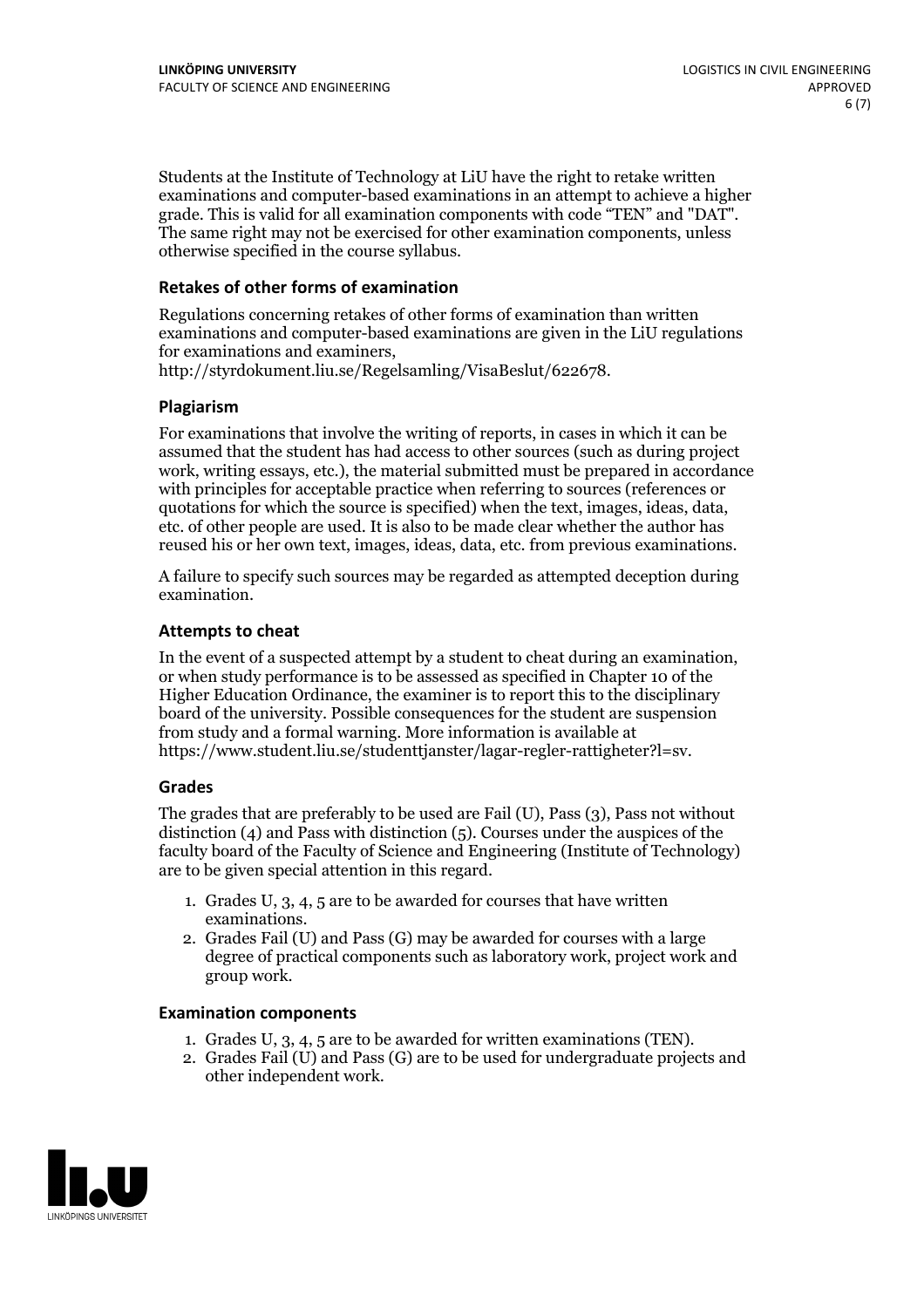Students at the Institute of Technology at LiU have the right to retake written examinations and computer-based examinations in an attempt to achieve a higher grade. This is valid for all examination components with code "TEN" and "DAT". The same right may not be exercised for other examination components, unless otherwise specified in the course syllabus.

### Retakes of other forms of examination

Regulations concerning retakes of other forms of examination than written examinations and computer-based examinations are given in the LiU regulations for examinations and examiners, http://styrdokument.liu.se/Regelsamling/VisaBeslut/622678.

### Plagiarism

For examinations that involve the writing of reports, in cases in which it can be assumed that the student has had access to other sources (such as during project work, writing essays, etc.), the material submitted must be prepared in accordance with principles for acceptable practice when referring to sources (references or quotations for which the source is specified) when the text, images, ideas, data, etc. of other people are used. It is also to be made clear whether the author has reused his or her own text, images, ideas, data, etc. from previous examinations.

A failure to specify such sources may be regarded as attempted deception during examination.

### Attempts to cheat

In the event of a suspected attempt by a student to cheat during an examination, or when study performance is to be assessed as specified in Chapter 10 of the Higher Education Ordinance, the examiner is to report this to the disciplinary board of the university. Possible consequences for the student are suspension from study and a formal warning. More information is available at https://www.student.liu.se/studenttjanster/lagar-regler-rattigheter?l=sv.

### Grades

The grades that are preferably to be used are Fail (U), Pass (3), Pass not without distinction (4) and Pass with distinction (5). Courses under the auspices of the faculty board of the Faculty of Science and Engineering (Institute of Technology) are to be given special attention in this regard.

1. Grades U, 3, 4, 5 are to be awarded for courses that have written examinations.
2. Grades Fail (U) and Pass (G) may be awarded for courses with a large degree of practical components such as laboratory work, project work and group work.

### Examination components

1. Grades U, 3, 4, 5 are to be awarded for written examinations (TEN).
2. Grades Fail (U) and Pass (G) are to be used for undergraduate projects and other independent work.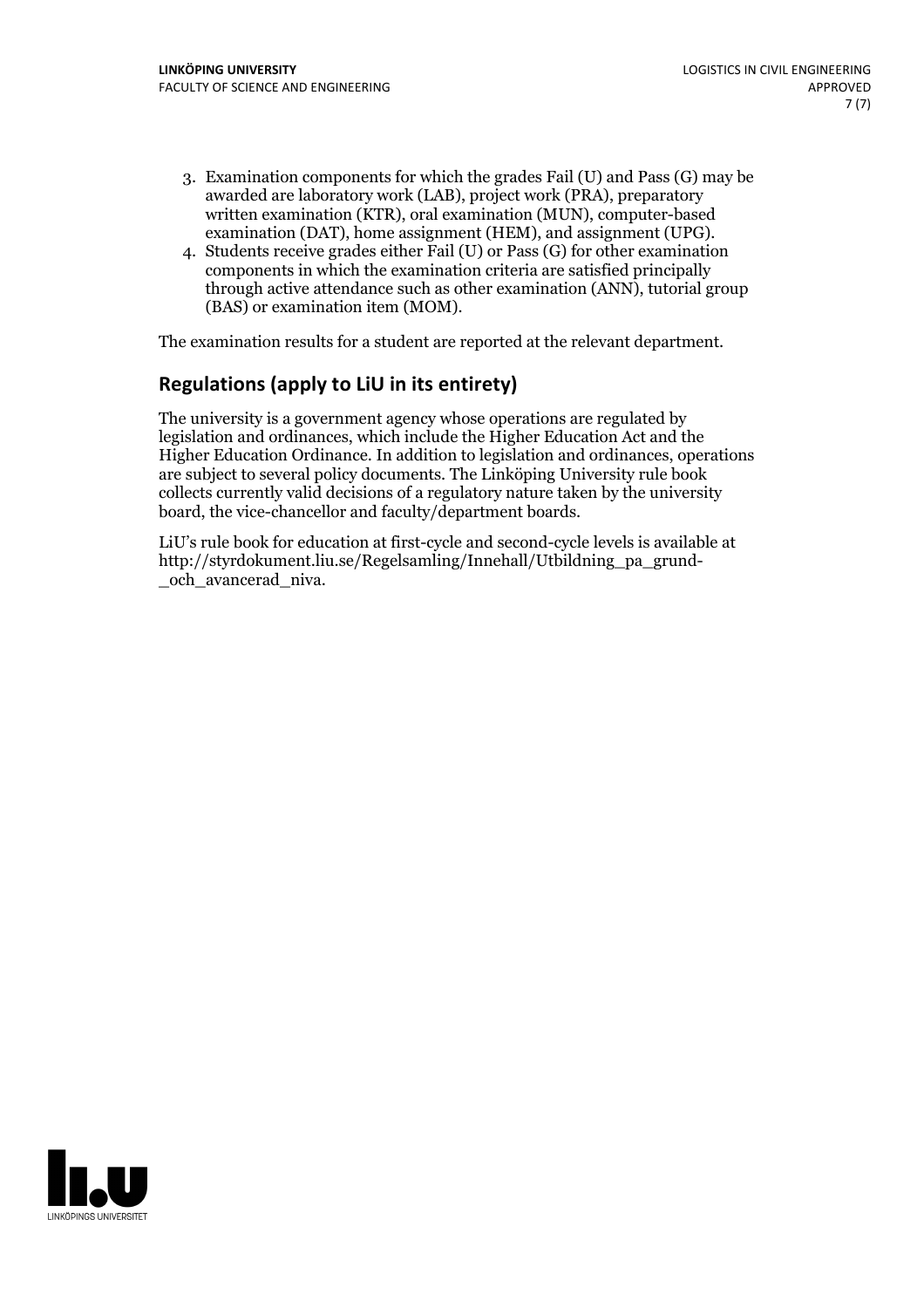3. Examination components for which the grades Fail (U) and Pass (G) may be awarded are laboratory work (LAB), project work (PRA), preparatory written examination (KTR), oral examination (MUN), computer-based examination (DAT), home assignment (HEM), and assignment (UPG).
4. Students receive grades either Fail (U) or Pass (G) for other examination components in which the examination criteria are satisfied principally through active attendance such as other examination (ANN), tutorial group (BAS) or examination item (MOM).

The examination results for a student are reported at the relevant department.

## Regulations (apply to LiU in its entirety)

The university is a government agency whose operations are regulated by legislation and ordinances, which include the Higher Education Act and the Higher Education Ordinance. In addition to legislation and ordinances, operations are subject to several policy documents. The Linköping University rule book collects currently valid decisions of a regulatory nature taken by the university board, the vice-chancellor and faculty/department boards.

LiU's rule book for education at first-cycle and second-cycle levels is available at http://styrdokument.liu.se/Regelsamling/Innehall/Utbildning_pa_grund-_och_avancerad_niva.